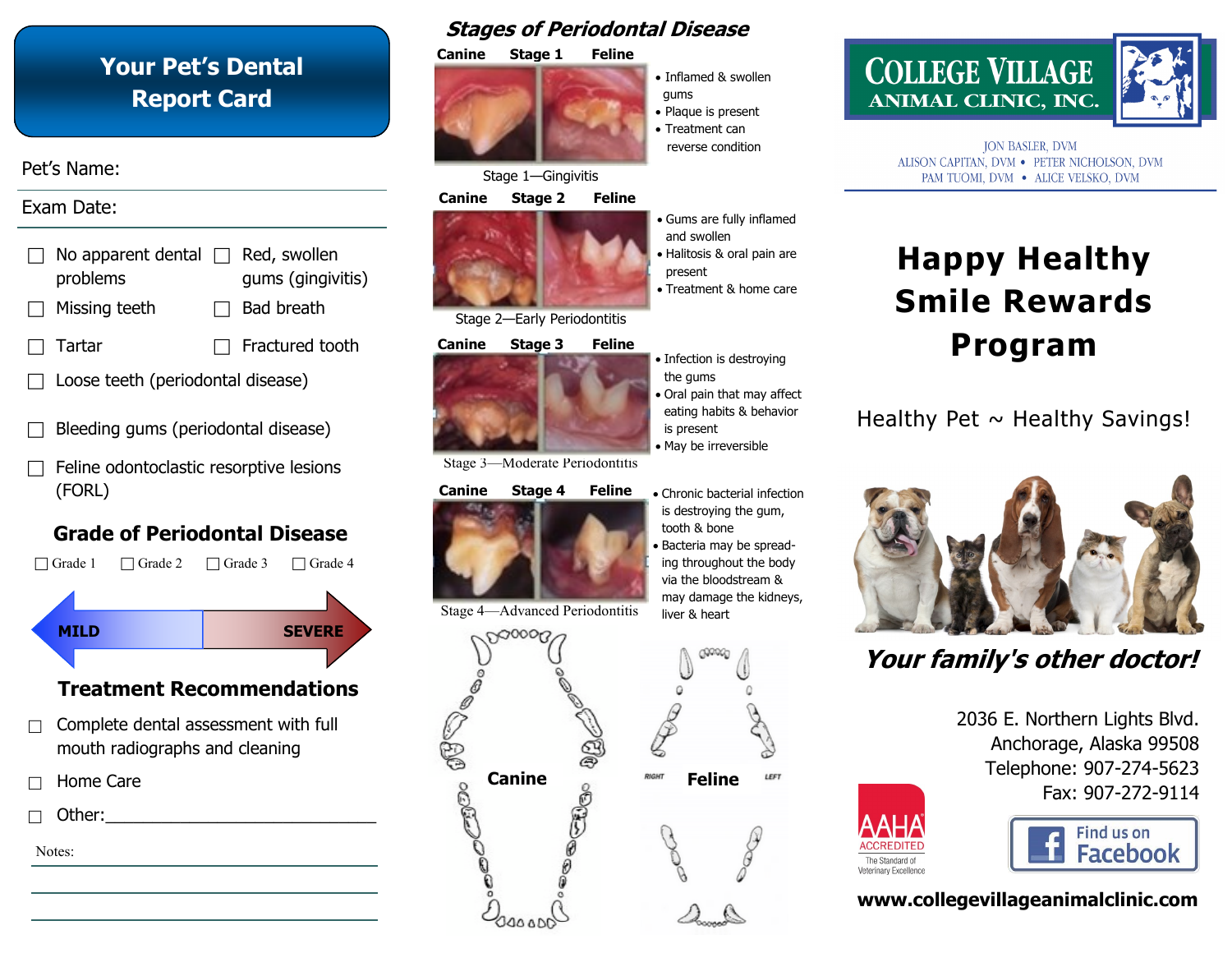# Your Pet's Dental Report Card

Pet's Name:

Exam Date:

- ☐ No apparent dental problems
- ☐ Red, swollen gums (gingivitis)
- ☐ Missing teeth
- ☐ Bad breath
- ☐ Tartar
- ☐ Fractured tooth
- ☐ Loose teeth (periodontal disease)
- ☐ Bleeding gums (periodontal disease)
- ☐ Feline odontoclastic resorptive lesions (FORL)

## Grade of Periodontal Disease

☐ Grade 1 ☐ Grade 2 ☐ Grade 3 ☐ Grade 4

MILD → SEVERE

## Treatment Recommendations

- ☐ Complete dental assessment with full mouth radiographs and cleaning
- ☐ Home Care
- ☐ Other:____________________________

Notes:

## *Stages of Periodontal Disease*

**Canine Stage 1 Feline**

- Inflamed & swollen gums
- Plaque is present
- Treatment can reverse condition

Stage 1—Gingivitis

**Canine Stage 2 Feline**

- Gums are fully inflamed and swollen
- Halitosis & oral pain are present
- Treatment & home care

Stage 2—Early Periodontitis

**Canine Stage 3 Feline**

- Infection is destroying the gums
- Oral pain that may affect eating habits & behavior is present
- May be irreversible

Stage 3—Moderate Periodontitis

**Canine Stage 4 Feline**

- Chronic bacterial infection is destroying the gum, tooth & bone
- Bacteria may be spreading throughout the body via the bloodstream & may damage the kidneys, liver & heart

Stage 4—Advanced Periodontitis

**Canine**

RIGHT **Feline** LEFT

# COLLEGE VILLAGE ANIMAL CLINIC, INC.

JON BASLER, DVM
ALISON CAPITAN, DVM • PETER NICHOLSON, DVM
PAM TUOMI, DVM • ALICE VELSKO, DVM

# Happy Healthy Smile Rewards Program

Healthy Pet ~ Healthy Savings!

***Your family's other doctor!***

2036 E. Northern Lights Blvd.
Anchorage, Alaska 99508
Telephone: 907-274-5623
Fax: 907-272-9114

AAHA ACCREDITED — The Standard of Veterinary Excellence

Find us on Facebook

**www.collegevillageanimalclinic.com**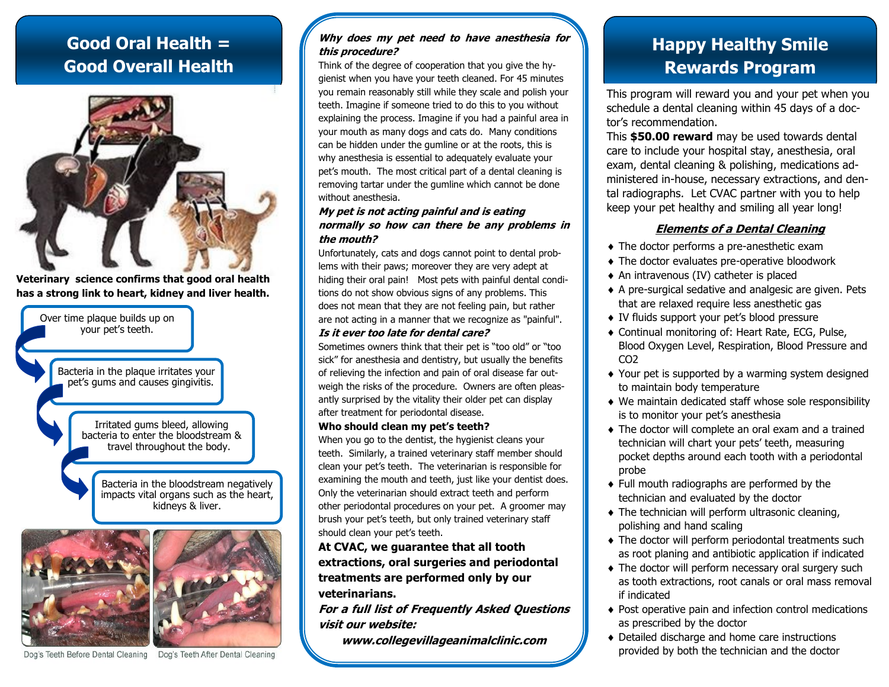## Good Oral Health = Good Overall Health

**Veterinary science confirms that good oral health has a strong link to heart, kidney and liver health.**

Over time plaque builds up on your pet's teeth.

Bacteria in the plaque irritates your pet's gums and causes gingivitis.

Irritated gums bleed, allowing bacteria to enter the bloodstream & travel throughout the body.

Bacteria in the bloodstream negatively impacts vital organs such as the heart, kidneys & liver.

Dog's Teeth Before Dental Cleaning

Dog's Teeth After Dental Cleaning

***Why does my pet need to have anesthesia for this procedure?***

Think of the degree of cooperation that you give the hygienist when you have your teeth cleaned. For 45 minutes you remain reasonably still while they scale and polish your teeth. Imagine if someone tried to do this to you without explaining the process. Imagine if you had a painful area in your mouth as many dogs and cats do. Many conditions can be hidden under the gumline or at the roots, this is why anesthesia is essential to adequately evaluate your pet's mouth. The most critical part of a dental cleaning is removing tartar under the gumline which cannot be done without anesthesia.

***My pet is not acting painful and is eating normally so how can there be any problems in the mouth?***

Unfortunately, cats and dogs cannot point to dental problems with their paws; moreover they are very adept at hiding their oral pain! Most pets with painful dental conditions do not show obvious signs of any problems. This does not mean that they are not feeling pain, but rather are not acting in a manner that we recognize as "painful".

***Is it ever too late for dental care?***

Sometimes owners think that their pet is "too old" or "too sick" for anesthesia and dentistry, but usually the benefits of relieving the infection and pain of oral disease far outweigh the risks of the procedure. Owners are often pleasantly surprised by the vitality their older pet can display after treatment for periodontal disease.

**Who should clean my pet's teeth?**

When you go to the dentist, the hygienist cleans your teeth. Similarly, a trained veterinary staff member should clean your pet's teeth. The veterinarian is responsible for examining the mouth and teeth, just like your dentist does. Only the veterinarian should extract teeth and perform other periodontal procedures on your pet. A groomer may brush your pet's teeth, but only trained veterinary staff should clean your pet's teeth.

**At CVAC, we guarantee that all tooth extractions, oral surgeries and periodontal treatments are performed only by our veterinarians.**

***For a full list of Frequently Asked Questions visit our website:***

***www.collegevillageanimalclinic.com***

## Happy Healthy Smile Rewards Program

This program will reward you and your pet when you schedule a dental cleaning within 45 days of a doctor's recommendation.

This **$50.00 reward** may be used towards dental care to include your hospital stay, anesthesia, oral exam, dental cleaning & polishing, medications administered in-house, necessary extractions, and dental radiographs. Let CVAC partner with you to help keep your pet healthy and smiling all year long!

***Elements of a Dental Cleaning***

- The doctor performs a pre-anesthetic exam
- The doctor evaluates pre-operative bloodwork
- An intravenous (IV) catheter is placed
- A pre-surgical sedative and analgesic are given. Pets that are relaxed require less anesthetic gas
- IV fluids support your pet's blood pressure
- Continual monitoring of: Heart Rate, ECG, Pulse, Blood Oxygen Level, Respiration, Blood Pressure and CO2
- Your pet is supported by a warming system designed to maintain body temperature
- We maintain dedicated staff whose sole responsibility is to monitor your pet's anesthesia
- The doctor will complete an oral exam and a trained technician will chart your pets' teeth, measuring pocket depths around each tooth with a periodontal probe
- Full mouth radiographs are performed by the technician and evaluated by the doctor
- The technician will perform ultrasonic cleaning, polishing and hand scaling
- The doctor will perform periodontal treatments such as root planing and antibiotic application if indicated
- The doctor will perform necessary oral surgery such as tooth extractions, root canals or oral mass removal if indicated
- Post operative pain and infection control medications as prescribed by the doctor
- Detailed discharge and home care instructions provided by both the technician and the doctor